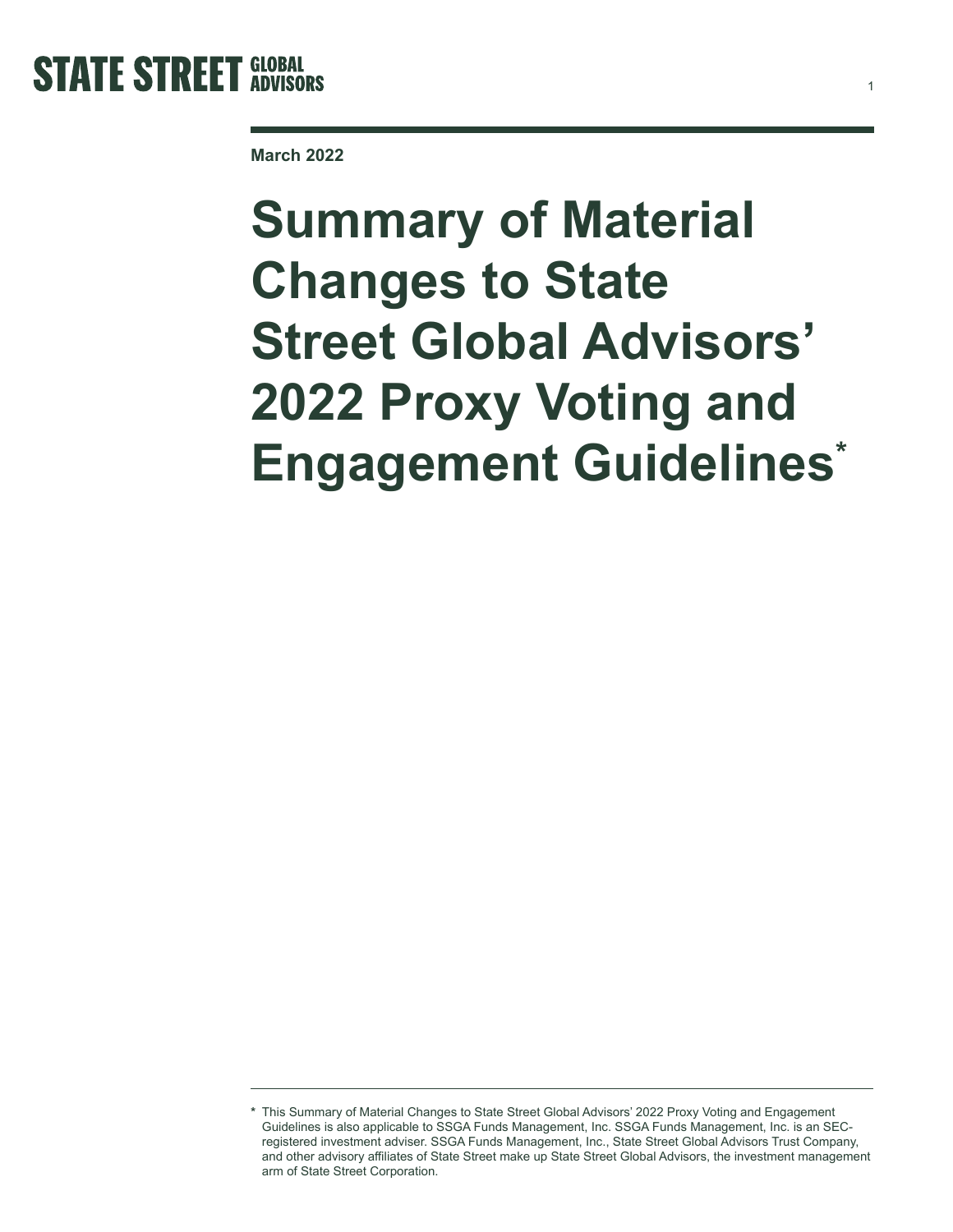March 2022

# Summary of Material Changes to State Street Global Advisors' 2022 Proxy Voting and Engagement Guidelines*

* This Summary of Material Changes to State Street Global Advisors' 2022 Proxy Voting and Engagement Guidelines is also applicable to SSGA Funds Management, Inc. SSGA Funds Management, Inc. is an SEC-registered investment adviser. SSGA Funds Management, Inc., State Street Global Advisors Trust Company, and other advisory affiliates of State Street make up State Street Global Advisors, the investment management arm of State Street Corporation.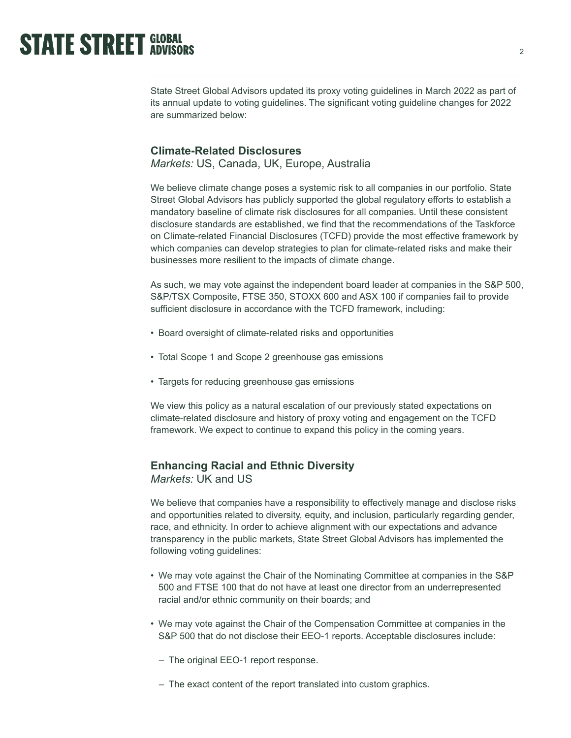State Street Global Advisors updated its proxy voting guidelines in March 2022 as part of its annual update to voting guidelines. The significant voting guideline changes for 2022 are summarized below:

## Climate-Related Disclosures

*Markets:* US, Canada, UK, Europe, Australia

We believe climate change poses a systemic risk to all companies in our portfolio. State Street Global Advisors has publicly supported the global regulatory efforts to establish a mandatory baseline of climate risk disclosures for all companies. Until these consistent disclosure standards are established, we find that the recommendations of the Taskforce on Climate-related Financial Disclosures (TCFD) provide the most effective framework by which companies can develop strategies to plan for climate-related risks and make their businesses more resilient to the impacts of climate change.

As such, we may vote against the independent board leader at companies in the S&P 500, S&P/TSX Composite, FTSE 350, STOXX 600 and ASX 100 if companies fail to provide sufficient disclosure in accordance with the TCFD framework, including:

- Board oversight of climate-related risks and opportunities
- Total Scope 1 and Scope 2 greenhouse gas emissions
- Targets for reducing greenhouse gas emissions

We view this policy as a natural escalation of our previously stated expectations on climate-related disclosure and history of proxy voting and engagement on the TCFD framework. We expect to continue to expand this policy in the coming years.

## Enhancing Racial and Ethnic Diversity

*Markets:* UK and US

We believe that companies have a responsibility to effectively manage and disclose risks and opportunities related to diversity, equity, and inclusion, particularly regarding gender, race, and ethnicity. In order to achieve alignment with our expectations and advance transparency in the public markets, State Street Global Advisors has implemented the following voting guidelines:

- We may vote against the Chair of the Nominating Committee at companies in the S&P 500 and FTSE 100 that do not have at least one director from an underrepresented racial and/or ethnic community on their boards; and
- We may vote against the Chair of the Compensation Committee at companies in the S&P 500 that do not disclose their EEO-1 reports. Acceptable disclosures include:
  - The original EEO-1 report response.
  - The exact content of the report translated into custom graphics.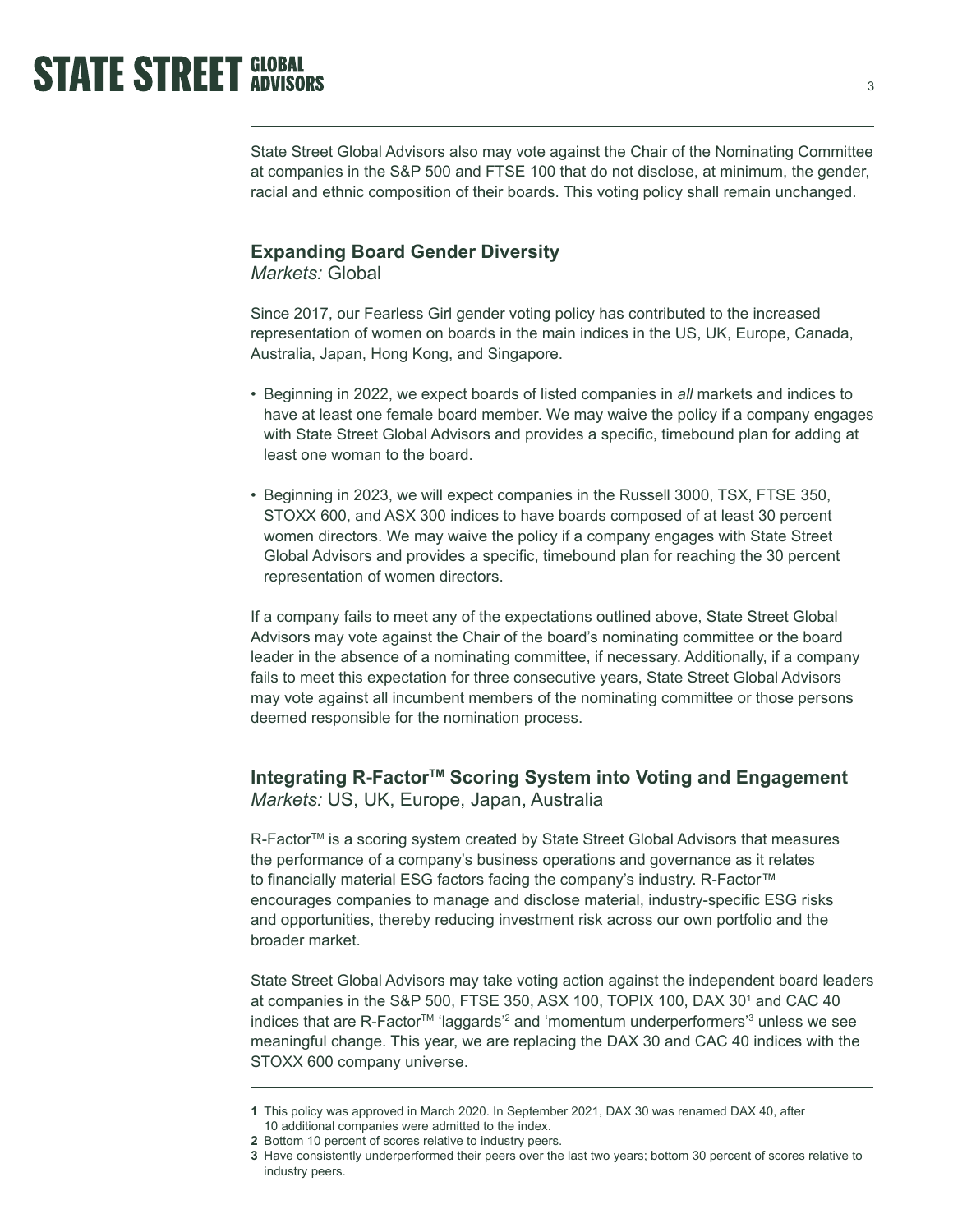State Street Global Advisors also may vote against the Chair of the Nominating Committee at companies in the S&P 500 and FTSE 100 that do not disclose, at minimum, the gender, racial and ethnic composition of their boards. This voting policy shall remain unchanged.

### Expanding Board Gender Diversity

*Markets:* Global

Since 2017, our Fearless Girl gender voting policy has contributed to the increased representation of women on boards in the main indices in the US, UK, Europe, Canada, Australia, Japan, Hong Kong, and Singapore.

- Beginning in 2022, we expect boards of listed companies in *all* markets and indices to have at least one female board member. We may waive the policy if a company engages with State Street Global Advisors and provides a specific, timebound plan for adding at least one woman to the board.
- Beginning in 2023, we will expect companies in the Russell 3000, TSX, FTSE 350, STOXX 600, and ASX 300 indices to have boards composed of at least 30 percent women directors. We may waive the policy if a company engages with State Street Global Advisors and provides a specific, timebound plan for reaching the 30 percent representation of women directors.

If a company fails to meet any of the expectations outlined above, State Street Global Advisors may vote against the Chair of the board's nominating committee or the board leader in the absence of a nominating committee, if necessary. Additionally, if a company fails to meet this expectation for three consecutive years, State Street Global Advisors may vote against all incumbent members of the nominating committee or those persons deemed responsible for the nomination process.

### Integrating R-Factor™ Scoring System into Voting and Engagement

*Markets:* US, UK, Europe, Japan, Australia

R-Factor™ is a scoring system created by State Street Global Advisors that measures the performance of a company's business operations and governance as it relates to financially material ESG factors facing the company's industry. R-Factor™ encourages companies to manage and disclose material, industry-specific ESG risks and opportunities, thereby reducing investment risk across our own portfolio and the broader market.

State Street Global Advisors may take voting action against the independent board leaders at companies in the S&P 500, FTSE 350, ASX 100, TOPIX 100, DAX 30[1] and CAC 40 indices that are R-Factor™ 'laggards'[2] and 'momentum underperformers'[3] unless we see meaningful change. This year, we are replacing the DAX 30 and CAC 40 indices with the STOXX 600 company universe.

---

**1** This policy was approved in March 2020. In September 2021, DAX 30 was renamed DAX 40, after 10 additional companies were admitted to the index.

**2** Bottom 10 percent of scores relative to industry peers.

**3** Have consistently underperformed their peers over the last two years; bottom 30 percent of scores relative to industry peers.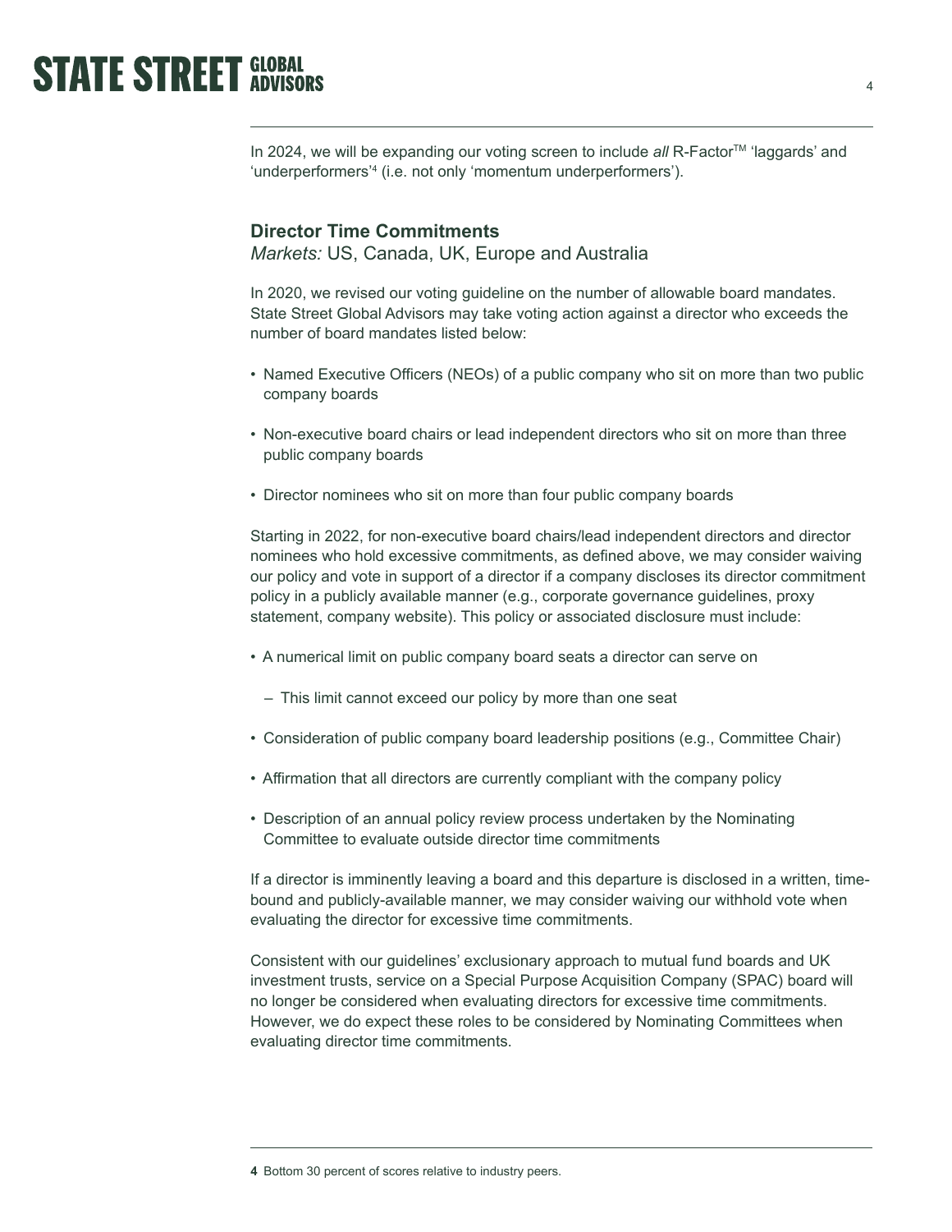In 2024, we will be expanding our voting screen to include *all* R-Factor™ 'laggards' and 'underperformers'[4] (i.e. not only 'momentum underperformers').

### Director Time Commitments

*Markets:* US, Canada, UK, Europe and Australia

In 2020, we revised our voting guideline on the number of allowable board mandates. State Street Global Advisors may take voting action against a director who exceeds the number of board mandates listed below:

- Named Executive Officers (NEOs) of a public company who sit on more than two public company boards
- Non-executive board chairs or lead independent directors who sit on more than three public company boards
- Director nominees who sit on more than four public company boards

Starting in 2022, for non-executive board chairs/lead independent directors and director nominees who hold excessive commitments, as defined above, we may consider waiving our policy and vote in support of a director if a company discloses its director commitment policy in a publicly available manner (e.g., corporate governance guidelines, proxy statement, company website). This policy or associated disclosure must include:

- A numerical limit on public company board seats a director can serve on
  - This limit cannot exceed our policy by more than one seat
- Consideration of public company board leadership positions (e.g., Committee Chair)
- Affirmation that all directors are currently compliant with the company policy
- Description of an annual policy review process undertaken by the Nominating Committee to evaluate outside director time commitments

If a director is imminently leaving a board and this departure is disclosed in a written, time-bound and publicly-available manner, we may consider waiving our withhold vote when evaluating the director for excessive time commitments.

Consistent with our guidelines' exclusionary approach to mutual fund boards and UK investment trusts, service on a Special Purpose Acquisition Company (SPAC) board will no longer be considered when evaluating directors for excessive time commitments. However, we do expect these roles to be considered by Nominating Committees when evaluating director time commitments.

---

**4** Bottom 30 percent of scores relative to industry peers.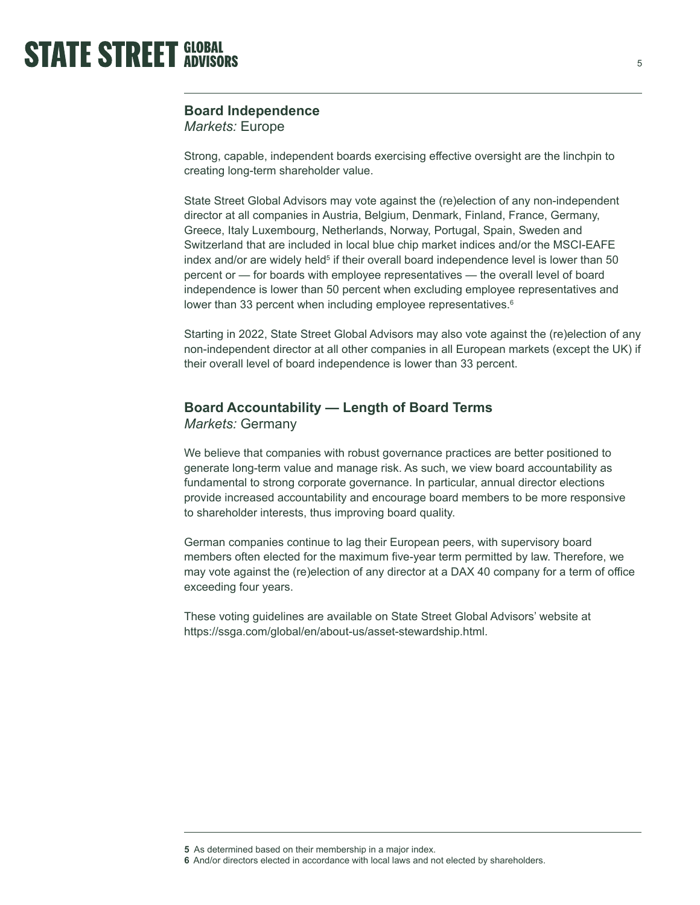## Board Independence

*Markets:* Europe

Strong, capable, independent boards exercising effective oversight are the linchpin to creating long-term shareholder value.

State Street Global Advisors may vote against the (re)election of any non-independent director at all companies in Austria, Belgium, Denmark, Finland, France, Germany, Greece, Italy Luxembourg, Netherlands, Norway, Portugal, Spain, Sweden and Switzerland that are included in local blue chip market indices and/or the MSCI-EAFE index and/or are widely held[5] if their overall board independence level is lower than 50 percent or — for boards with employee representatives — the overall level of board independence is lower than 50 percent when excluding employee representatives and lower than 33 percent when including employee representatives.[6]

Starting in 2022, State Street Global Advisors may also vote against the (re)election of any non-independent director at all other companies in all European markets (except the UK) if their overall level of board independence is lower than 33 percent.

## Board Accountability — Length of Board Terms

*Markets:* Germany

We believe that companies with robust governance practices are better positioned to generate long-term value and manage risk. As such, we view board accountability as fundamental to strong corporate governance. In particular, annual director elections provide increased accountability and encourage board members to be more responsive to shareholder interests, thus improving board quality.

German companies continue to lag their European peers, with supervisory board members often elected for the maximum five-year term permitted by law. Therefore, we may vote against the (re)election of any director at a DAX 40 company for a term of office exceeding four years.

These voting guidelines are available on State Street Global Advisors' website at https://ssga.com/global/en/about-us/asset-stewardship.html.

---

**5** As determined based on their membership in a major index.

**6** And/or directors elected in accordance with local laws and not elected by shareholders.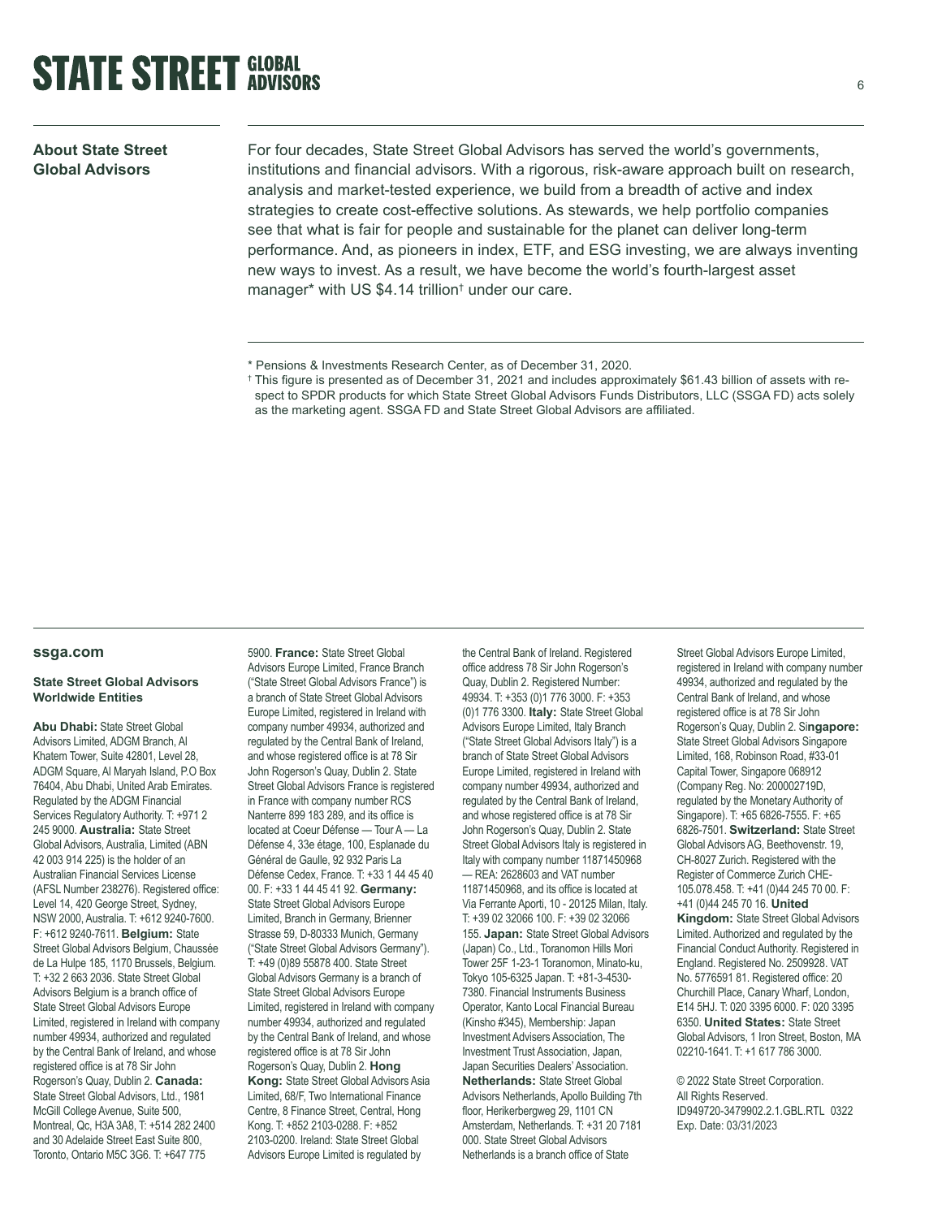## About State Street Global Advisors

For four decades, State Street Global Advisors has served the world's governments, institutions and financial advisors. With a rigorous, risk-aware approach built on research, analysis and market-tested experience, we build from a breadth of active and index strategies to create cost-effective solutions. As stewards, we help portfolio companies see that what is fair for people and sustainable for the planet can deliver long-term performance. And, as pioneers in index, ETF, and ESG investing, we are always inventing new ways to invest. As a result, we have become the world's fourth-largest asset manager* with US $4.14 trillion† under our care.

\* Pensions & Investments Research Center, as of December 31, 2020.

† This figure is presented as of December 31, 2021 and includes approximately $61.43 billion of assets with respect to SPDR products for which State Street Global Advisors Funds Distributors, LLC (SSGA FD) acts solely as the marketing agent. SSGA FD and State Street Global Advisors are affiliated.

**ssga.com**

**State Street Global Advisors Worldwide Entities**

**Abu Dhabi:** State Street Global Advisors Limited, ADGM Branch, Al Khatem Tower, Suite 42801, Level 28, ADGM Square, Al Maryah Island, P.O Box 76404, Abu Dhabi, United Arab Emirates. Regulated by the ADGM Financial Services Regulatory Authority. T: +971 2 245 9000. **Australia:** State Street Global Advisors, Australia, Limited (ABN 42 003 914 225) is the holder of an Australian Financial Services License (AFSL Number 238276). Registered office: Level 14, 420 George Street, Sydney, NSW 2000, Australia. T: +612 9240-7600. F: +612 9240-7611. **Belgium:** State Street Global Advisors Belgium, Chaussée de La Hulpe 185, 1170 Brussels, Belgium. T: +32 2 663 2036. State Street Global Advisors Belgium is a branch office of State Street Global Advisors Europe Limited, registered in Ireland with company number 49934, authorized and regulated by the Central Bank of Ireland, and whose registered office is at 78 Sir John Rogerson's Quay, Dublin 2. **Canada:** State Street Global Advisors, Ltd., 1981 McGill College Avenue, Suite 500, Montreal, Qc, H3A 3A8, T: +514 282 2400 and 30 Adelaide Street East Suite 800, Toronto, Ontario M5C 3G6. T: +647 775 5900. **France:** State Street Global Advisors Europe Limited, France Branch ("State Street Global Advisors France") is a branch of State Street Global Advisors Europe Limited, registered in Ireland with company number 49934, authorized and regulated by the Central Bank of Ireland, and whose registered office is at 78 Sir John Rogerson's Quay, Dublin 2. State Street Global Advisors France is registered in France with company number RCS Nanterre 899 183 289, and its office is located at Coeur Défense — Tour A — La Défense 4, 33e étage, 100, Esplanade du Général de Gaulle, 92 932 Paris La Défense Cedex, France. T: +33 1 44 45 40 00. F: +33 1 44 45 41 92. **Germany:** State Street Global Advisors Europe Limited, Branch in Germany, Brienner Strasse 59, D-80333 Munich, Germany ("State Street Global Advisors Germany"). T: +49 (0)89 55878 400. State Street Global Advisors Germany is a branch of State Street Global Advisors Europe Limited, registered in Ireland with company number 49934, authorized and regulated by the Central Bank of Ireland, and whose registered office is at 78 Sir John Rogerson's Quay, Dublin 2. **Hong Kong:** State Street Global Advisors Asia Limited, 68/F, Two International Finance Centre, 8 Finance Street, Central, Hong Kong. T: +852 2103-0288. F: +852 2103-0200. Ireland: State Street Global Advisors Europe Limited is regulated by the Central Bank of Ireland. Registered office address 78 Sir John Rogerson's Quay, Dublin 2. Registered Number: 49934. T: +353 (0)1 776 3000. F: +353 (0)1 776 3300. **Italy:** State Street Global Advisors Europe Limited, Italy Branch ("State Street Global Advisors Italy") is a branch of State Street Global Advisors Europe Limited, registered in Ireland with company number 49934, authorized and regulated by the Central Bank of Ireland, and whose registered office is at 78 Sir John Rogerson's Quay, Dublin 2. State Street Global Advisors Italy is registered in Italy with company number 11871450968 — REA: 2628603 and VAT number 11871450968, and its office is located at Via Ferrante Aporti, 10 - 20125 Milan, Italy. T: +39 02 32066 100. F: +39 02 32066 155. **Japan:** State Street Global Advisors (Japan) Co., Ltd., Toranomon Hills Mori Tower 25F 1-23-1 Toranomon, Minato-ku, Tokyo 105-6325 Japan. T: +81-3-4530-7380. Financial Instruments Business Operator, Kanto Local Financial Bureau (Kinsho #345), Membership: Japan Investment Advisers Association, The Investment Trust Association, Japan, Japan Securities Dealers' Association. **Netherlands:** State Street Global Advisors Netherlands, Apollo Building 7th floor, Herikerbergweg 29, 1101 CN Amsterdam, Netherlands. T: +31 20 7181 000. State Street Global Advisors Netherlands is a branch office of State Street Global Advisors Europe Limited, registered in Ireland with company number 49934, authorized and regulated by the Central Bank of Ireland, and whose registered office is at 78 Sir John Rogerson's Quay, Dublin 2. **Singapore:** State Street Global Advisors Singapore Limited, 168, Robinson Road, #33-01 Capital Tower, Singapore 068912 (Company Reg. No: 200002719D, regulated by the Monetary Authority of Singapore). T: +65 6826-7555. F: +65 6826-7501. **Switzerland:** State Street Global Advisors AG, Beethovenstr. 19, CH-8027 Zurich. Registered with the Register of Commerce Zurich CHE-105.078.458. T: +41 (0)44 245 70 00. F: +41 (0)44 245 70 16. **United Kingdom:** State Street Global Advisors Limited. Authorized and regulated by the Financial Conduct Authority. Registered in England. Registered No. 2509928. VAT No. 5776591 81. Registered office: 20 Churchill Place, Canary Wharf, London, E14 5HJ. T: 020 3395 6000. F: 020 3395 6350. **United States:** State Street Global Advisors, 1 Iron Street, Boston, MA 02210-1641. T: +1 617 786 3000.

© 2022 State Street Corporation.
All Rights Reserved.
ID949720-3479902.2.1.GBL.RTL 0322
Exp. Date: 03/31/2023